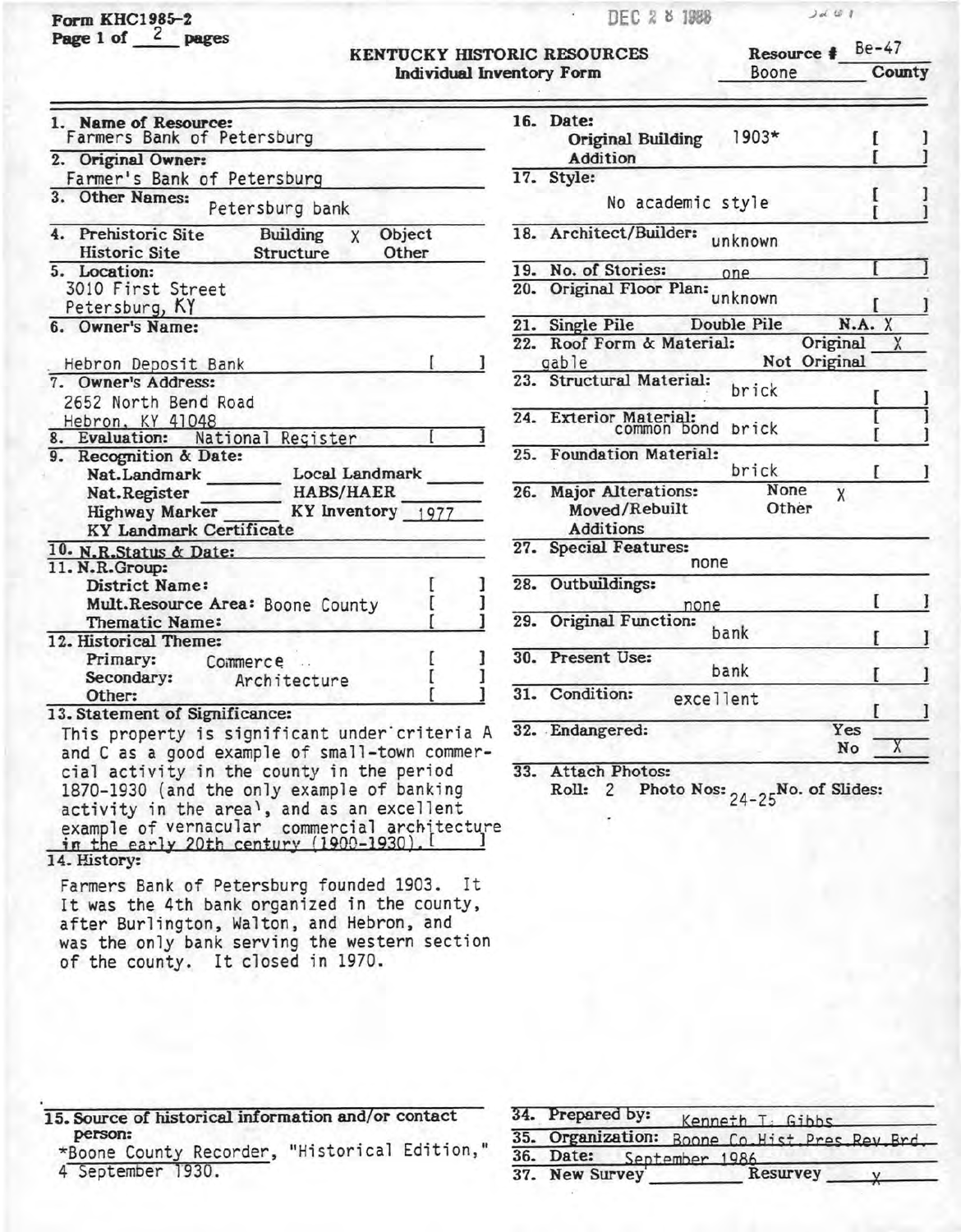Form KHC1985-2
Page 1 of 2 pages

DEC 28 1988

# KENTUCKY HISTORIC RESOURCES
## Individual Inventory Form

Resource # Be-47
Boone County

**1. Name of Resource:** Farmers Bank of Petersburg

**2. Original Owner:** Farmer's Bank of Petersburg

**3. Other Names:** Petersburg bank

**4.** Prehistoric Site | Historic Site | Building X | Structure | Object | Other

**5. Location:** 3010 First Street, Petersburg, KY

**6. Owner's Name:** Hebron Deposit Bank [ ]

**7. Owner's Address:** 2652 North Bend Road, Hebron, KY 41048

**8. Evaluation:** National Register [ ]

**9. Recognition & Date:**
Nat.Landmark ____ Local Landmark ____
Nat.Register ____ HABS/HAER ____
Highway Marker ____ KY Inventory 1977
KY Landmark Certificate

**10. N.R.Status & Date:**

**11. N.R.Group:**
District Name: [ ]
Mult.Resource Area: Boone County [ ]
Thematic Name: [ ]

**12. Historical Theme:**
Primary: Commerce [ ]
Secondary: Architecture [ ]
Other: [ ]

**13. Statement of Significance:**
This property is significant under criteria A and C as a good example of small-town commercial activity in the county in the period 1870-1930 (and the only example of banking activity in the area[1], and as an excellent example of vernacular commercial architecture in the early 20th century (1900-1930). [ ]

**14. History:**

Farmers Bank of Petersburg founded 1903. It It was the 4th bank organized in the county, after Burlington, Walton, and Hebron, and was the only bank serving the western section of the county. It closed in 1970.

**15. Source of historical information and/or contact person:**
*Boone County Recorder, "Historical Edition," 4 September 1930.

**16. Date:**
Original Building 1903* [ ]
Addition [ ]

**17. Style:** No academic style [ ]

**18. Architect/Builder:** unknown

**19. No. of Stories:** one [ ]

**20. Original Floor Plan:** unknown [ ]

**21.** Single Pile | Double Pile | N.A. X

**22. Roof Form & Material:** gable — Original X / Not Original

**23. Structural Material:** brick [ ]

**24. Exterior Material:** common bond brick [ ]

**25. Foundation Material:** brick [ ]

**26. Major Alterations:** None X
Moved/Rebuilt | Other | Additions

**27. Special Features:** none

**28. Outbuildings:** none [ ]

**29. Original Function:** bank [ ]

**30. Present Use:** bank [ ]

**31. Condition:** excellent [ ]

**32. Endangered:** Yes ___ No X

**33. Attach Photos:**
Roll: 2 Photo Nos: 24-25 No. of Slides:

**34. Prepared by:** Kenneth T. Gibbs

**35. Organization:** Boone Co.Hist.Pres.Rev.Brd.

**36. Date:** September 1986

**37.** New Survey ____ Resurvey X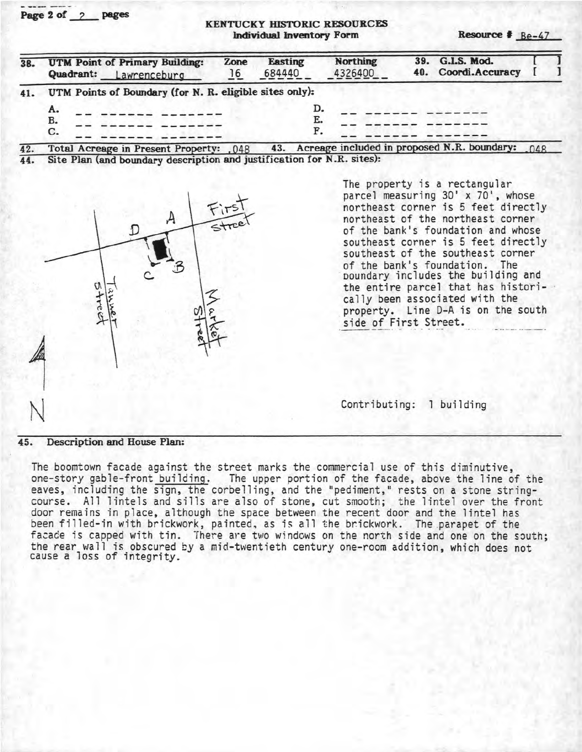**KENTUCKY HISTORIC RESOURCES**
**Individual Inventory Form**

**Resource #** Be-47

| **38. UTM Point of Primary Building:** | **Zone** | **Easting** | **Northing** | **39. G.I.S. Mod.** [ ] |
|---|---|---|---|---|
| **Quadrant:** Lawrenceburg | 16 | 684440 | 4326400 | **40. Coordi.Accuracy** [ ] |

**41. UTM Points of Boundary (for N. R. eligible sites only):**

A. -- ------ -------
B. -- ------ -------
C. -- ------ -------
D. -- ------ -------
E. -- ------ -------
F. -- ------ -------

**42. Total Acreage in Present Property:** .048 **43. Acreage included in proposed N.R. boundary:** .048

**44. Site Plan (and boundary description and justification for N.R. sites):**

The property is a rectangular parcel measuring 30' x 70', whose northeast corner is 5 feet directly northeast of the northeast corner of the bank's foundation and whose southeast corner is 5 feet directly southeast of the southeast corner of the bank's foundation. The boundary includes the building and the entire parcel that has historically been associated with the property. Line D-A is on the south side of First Street.

Contributing: 1 building

**45. Description and House Plan:**

The boomtown facade against the street marks the commercial use of this diminutive, one-story gable-front building. The upper portion of the facade, above the line of the eaves, including the sign, the corbelling, and the "pediment," rests on a stone string-course. All lintels and sills are also of stone, cut smooth; the lintel over the front door remains in place, although the space between the recent door and the lintel has been filled-in with brickwork, painted, as is all the brickwork. The parapet of the facade is capped with tin. There are two windows on the north side and one on the south; the rear wall is obscured by a mid-twentieth century one-room addition, which does not cause a loss of integrity.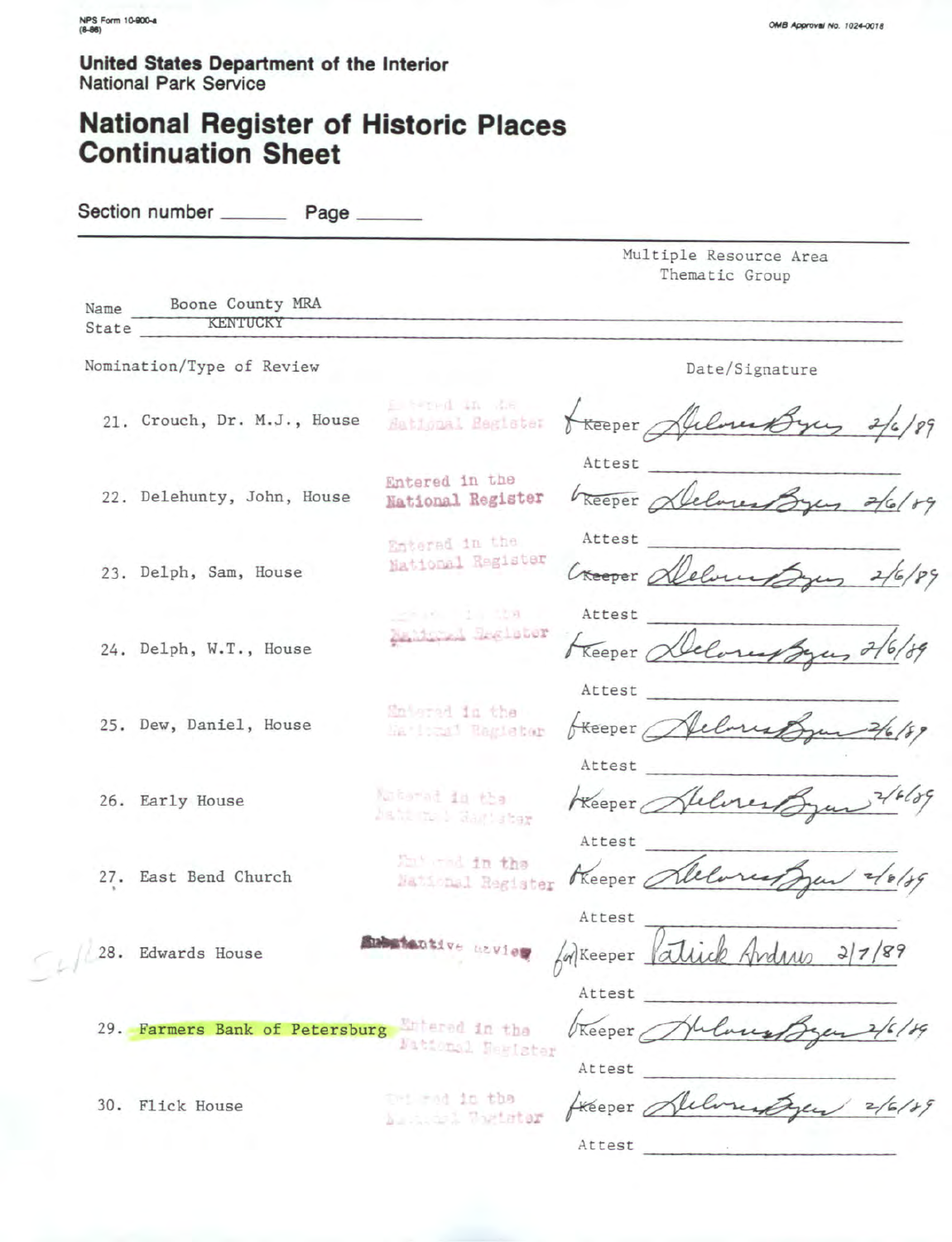NPS Form 10-900-a
(8-86)

OMB Approval No. 1024-0018

**United States Department of the Interior**
National Park Service

# National Register of Historic Places Continuation Sheet

Section number ______ Page ______

Multiple Resource Area
Thematic Group

Name: Boone County MRA
State: KENTUCKY

| Nomination/Type of Review | | Date/Signature |
|---|---|---|
| 21. Crouch, Dr. M.J., House | Entered in the National Register | Keeper Delores Byers 2/6/89 |
| | | Attest |
| 22. Delehunty, John, House | Entered in the National Register | Keeper Delores Byers 2/6/89 |
| | | Attest |
| 23. Delph, Sam, House | Entered in the National Register | Keeper Delores Byers 2/6/89 |
| | | Attest |
| 24. Delph, W.T., House | Entered in the National Register | Keeper Delores Byers 2/6/89 |
| | | Attest |
| 25. Dew, Daniel, House | Entered in the National Register | Keeper Delores Byers 2/6/89 |
| | | Attest |
| 26. Early House | Entered in the National Register | Keeper Delores Byers 2/6/89 |
| | | Attest |
| 27. East Bend Church | Entered in the National Register | Keeper Delores Byers 2/6/89 |
| | | Attest |
| 28. Edwards House | Substantive Review | for Keeper Patrick Andrus 2/7/89 |
| | | Attest |
| 29. Farmers Bank of Petersburg | Entered in the National Register | Keeper Delores Byers 2/6/89 |
| | | Attest |
| 30. Flick House | Entered in the National Register | Keeper Delores Byers 2/6/89 |
| | | Attest |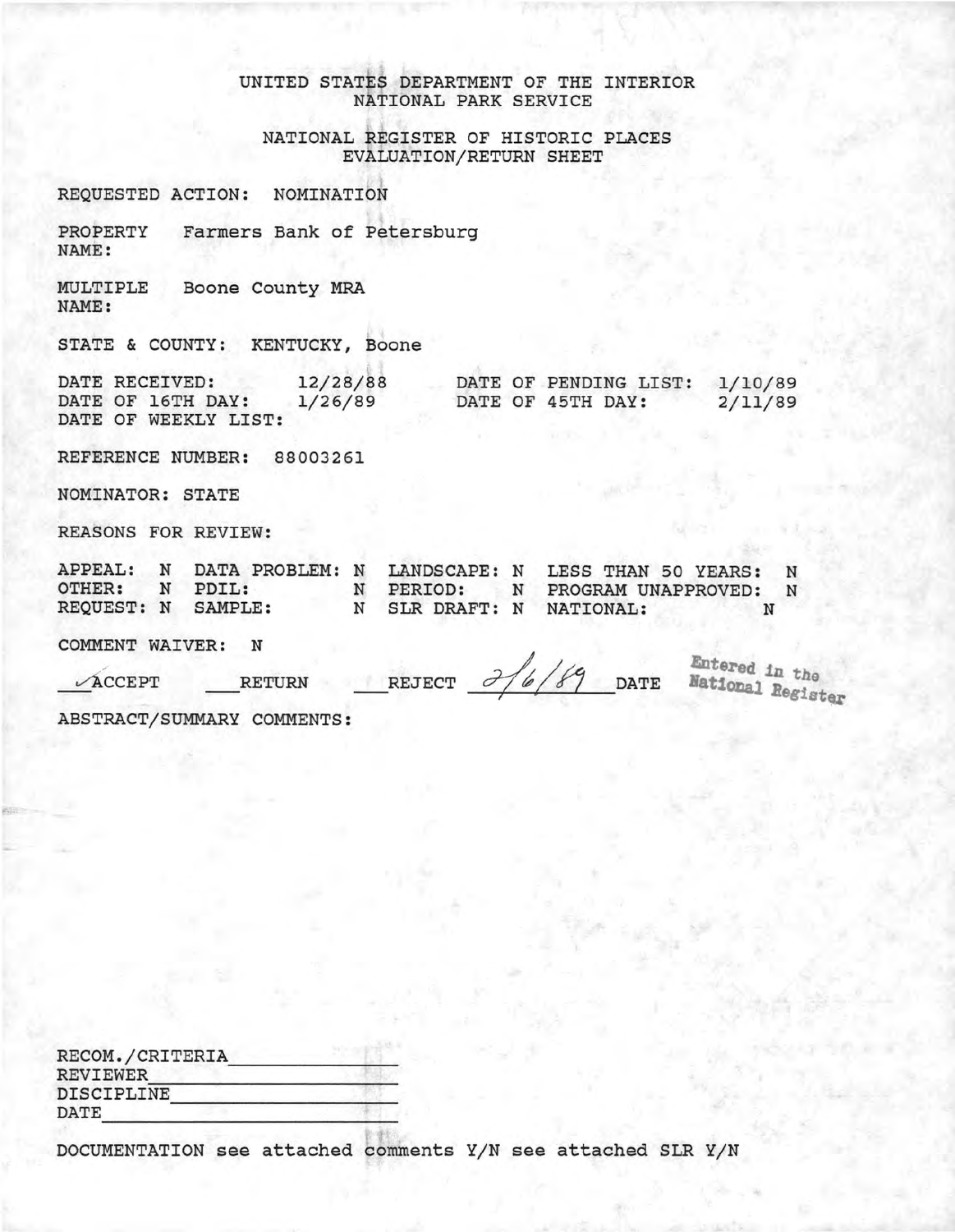UNITED STATES DEPARTMENT OF THE INTERIOR
NATIONAL PARK SERVICE

NATIONAL REGISTER OF HISTORIC PLACES
EVALUATION/RETURN SHEET

REQUESTED ACTION: NOMINATION

PROPERTY NAME: Farmers Bank of Petersburg

MULTIPLE NAME: Boone County MRA

STATE & COUNTY: KENTUCKY, Boone

DATE RECEIVED: 12/28/88 DATE OF PENDING LIST: 1/10/89
DATE OF 16TH DAY: 1/26/89 DATE OF 45TH DAY: 2/11/89
DATE OF WEEKLY LIST:

REFERENCE NUMBER: 88003261

NOMINATOR: STATE

REASONS FOR REVIEW:

APPEAL: N DATA PROBLEM: N LANDSCAPE: N LESS THAN 50 YEARS: N
OTHER: N PDIL: N PERIOD: N PROGRAM UNAPPROVED: N
REQUEST: N SAMPLE: N SLR DRAFT: N NATIONAL: N

COMMENT WAIVER: N

✓ ACCEPT ___RETURN ___REJECT 2/6/89 DATE Entered in the National Register

ABSTRACT/SUMMARY COMMENTS:

RECOM./CRITERIA ______________
REVIEWER ______________
DISCIPLINE ______________
DATE ______________

DOCUMENTATION see attached comments Y/N see attached SLR Y/N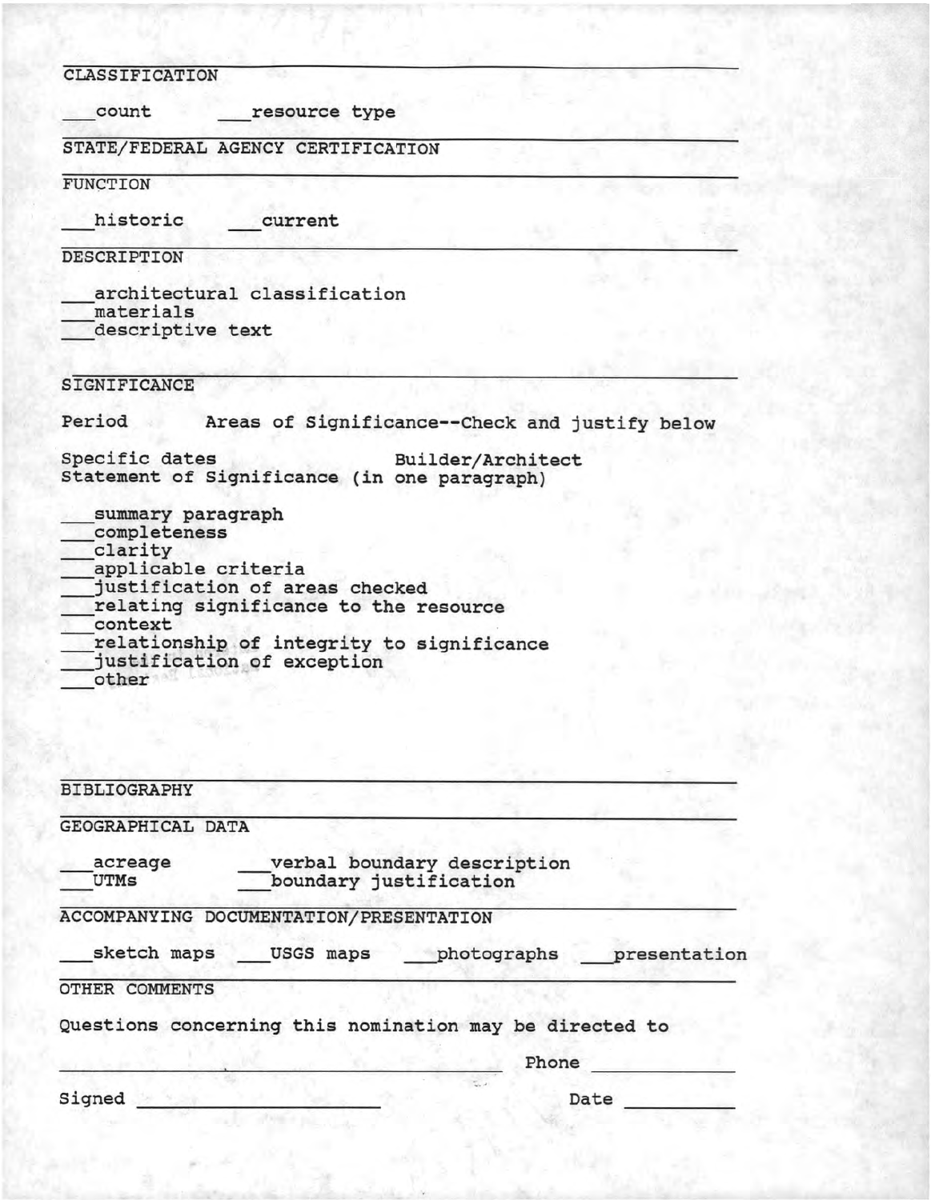## CLASSIFICATION

___count ___resource type

## STATE/FEDERAL AGENCY CERTIFICATION

## FUNCTION

___historic ___current

## DESCRIPTION

___architectural classification
___materials
___descriptive text

## SIGNIFICANCE

Period Areas of Significance--Check and justify below

Specific dates Builder/Architect
Statement of Significance (in one paragraph)

___summary paragraph
___completeness
___clarity
___applicable criteria
___justification of areas checked
___relating significance to the resource
___context
___relationship of integrity to significance
___justification of exception
___other

## BIBLIOGRAPHY

## GEOGRAPHICAL DATA

___acreage ___verbal boundary description
___UTMs ___boundary justification

## ACCOMPANYING DOCUMENTATION/PRESENTATION

___sketch maps ___USGS maps ___photographs ___presentation

## OTHER COMMENTS

Questions concerning this nomination may be directed to

______________________________ Phone ____________

Signed ______________________ Date __________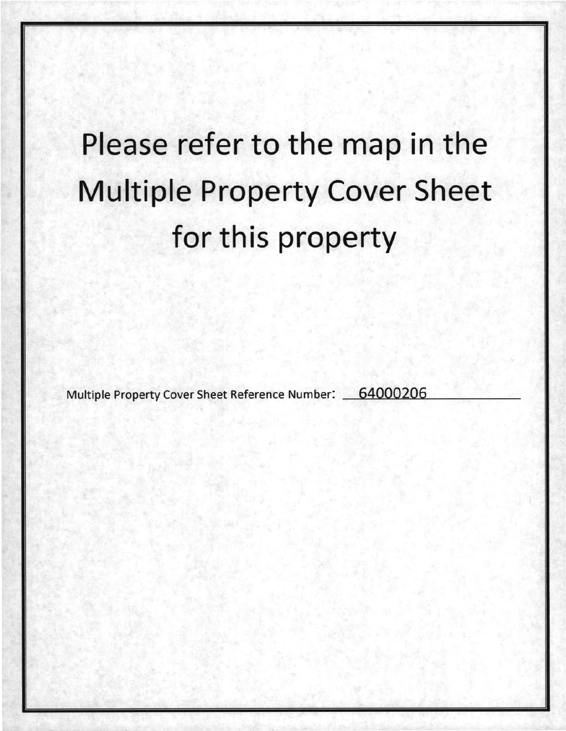# Please refer to the map in the Multiple Property Cover Sheet for this property

Multiple Property Cover Sheet Reference Number: 64000206